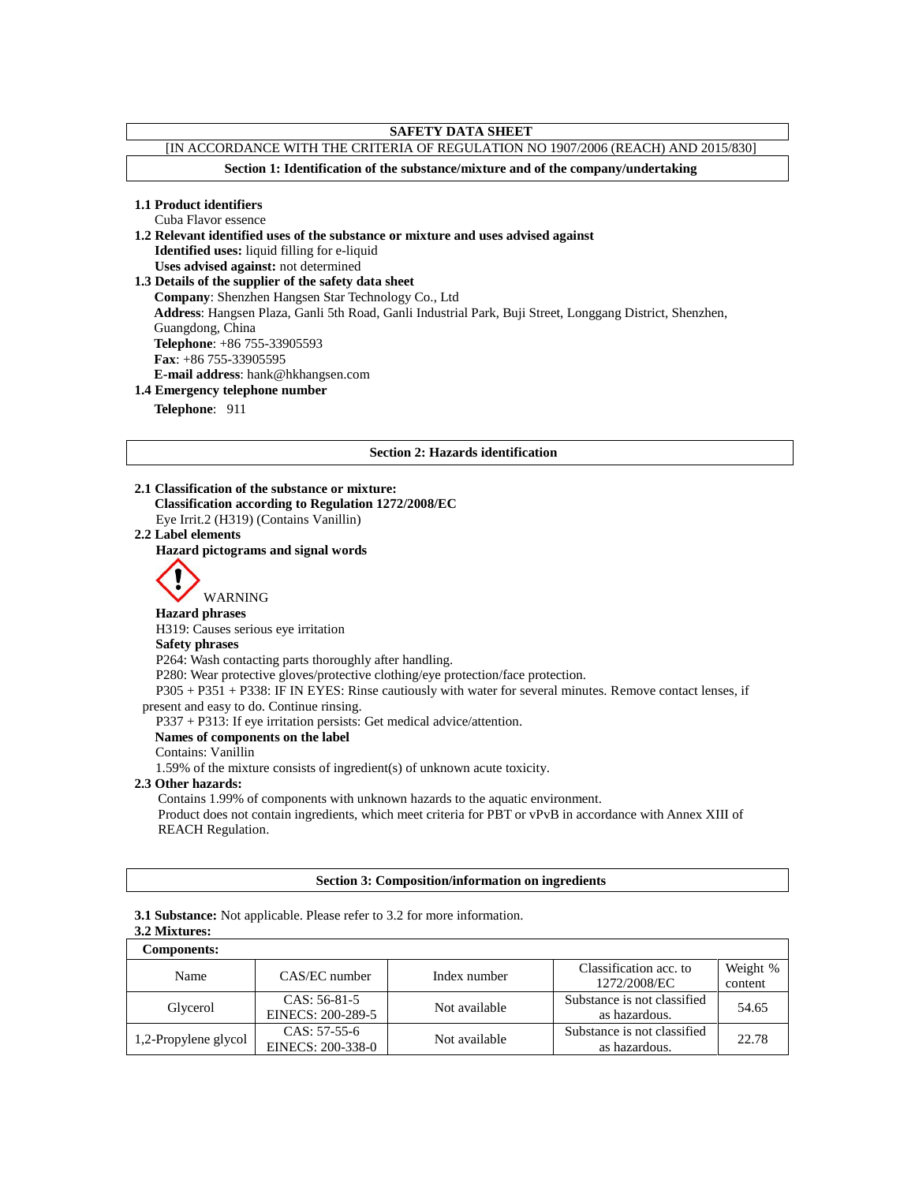# SAFETY DATA SHEET

[IN ACCORDANCE WITH THE CRITERIA OF REGULATION NO 1907/2006 (REACH) AND 2015/830]

## Section 1: Identification of the substance/mixture and of the company/undertaking

**1.1 Product identifiers**

Cuba Flavor essence

**1.2 Relevant identified uses of the substance or mixture and uses advised against**

**Identified uses:** liquid filling for e-liquid

**Uses advised against:** not determined

**1.3 Details of the supplier of the safety data sheet**

**Company**: Shenzhen Hangsen Star Technology Co., Ltd

**Address**: Hangsen Plaza, Ganli 5th Road, Ganli Industrial Park, Buji Street, Longgang District, Shenzhen, Guangdong, China

**Telephone**: +86 755-33905593

**Fax**: +86 755-33905595

**E-mail address**: hank@hkhangsen.com

**1.4 Emergency telephone number**

**Telephone**: 911

## Section 2: Hazards identification

**2.1 Classification of the substance or mixture:**

**Classification according to Regulation 1272/2008/EC**

Eye Irrit.2 (H319) (Contains Vanillin)

**2.2 Label elements**

**Hazard pictograms and signal words**

WARNING

**Hazard phrases**

H319: Causes serious eye irritation

**Safety phrases**

P264: Wash contacting parts thoroughly after handling.

P280: Wear protective gloves/protective clothing/eye protection/face protection.

P305 + P351 + P338: IF IN EYES: Rinse cautiously with water for several minutes. Remove contact lenses, if present and easy to do. Continue rinsing.

P337 + P313: If eye irritation persists: Get medical advice/attention.

**Names of components on the label**

Contains: Vanillin

1.59% of the mixture consists of ingredient(s) of unknown acute toxicity.

**2.3 Other hazards:**

Contains 1.99% of components with unknown hazards to the aquatic environment.

Product does not contain ingredients, which meet criteria for PBT or vPvB in accordance with Annex XIII of REACH Regulation.

## Section 3: Composition/information on ingredients

**3.1 Substance:** Not applicable. Please refer to 3.2 for more information.

**3.2 Mixtures:**

**Components:**

| Name | CAS/EC number | Index number | Classification acc. to 1272/2008/EC | Weight % content |
|---|---|---|---|---|
| Glycerol | CAS: 56-81-5 EINECS: 200-289-5 | Not available | Substance is not classified as hazardous. | 54.65 |
| 1,2-Propylene glycol | CAS: 57-55-6 EINECS: 200-338-0 | Not available | Substance is not classified as hazardous. | 22.78 |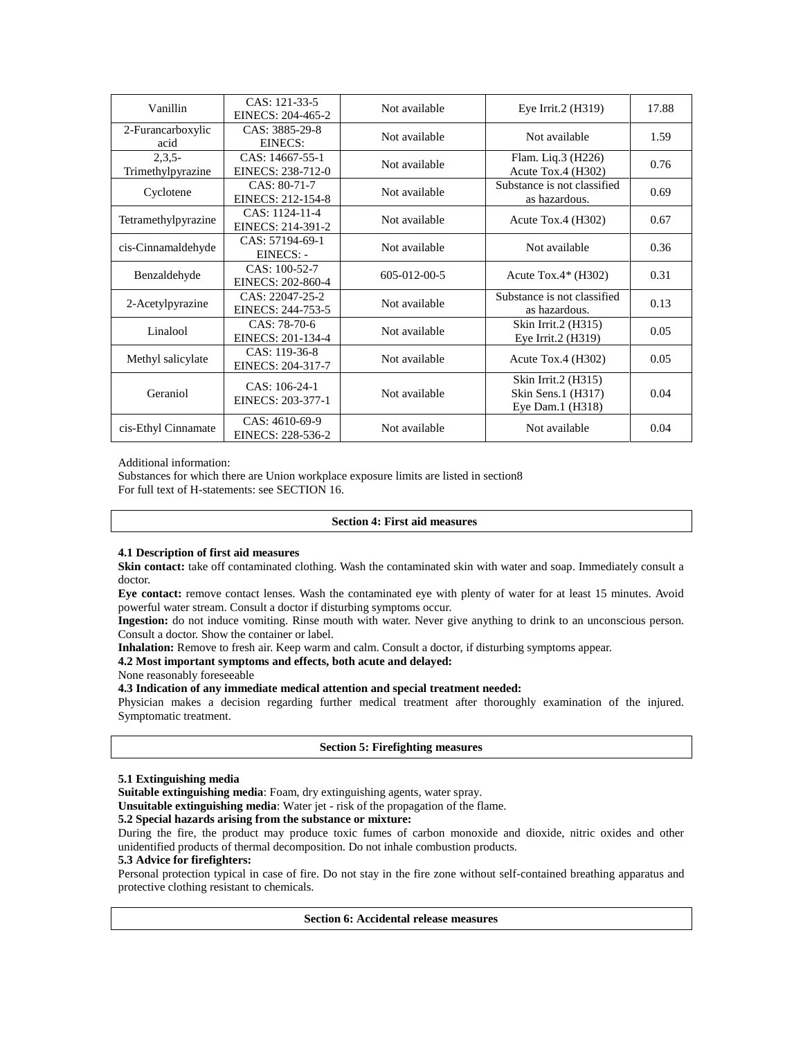| Vanillin | CAS: 121-33-5<br>EINECS: 204-465-2 | Not available | Eye Irrit.2 (H319) | 17.88 |
|---|---|---|---|---|
| 2-Furancarboxylic acid | CAS: 3885-29-8<br>EINECS: | Not available | Not available | 1.59 |
| 2,3,5-Trimethylpyrazine | CAS: 14667-55-1<br>EINECS: 238-712-0 | Not available | Flam. Liq.3 (H226)<br>Acute Tox.4 (H302) | 0.76 |
| Cyclotene | CAS: 80-71-7<br>EINECS: 212-154-8 | Not available | Substance is not classified as hazardous. | 0.69 |
| Tetramethylpyrazine | CAS: 1124-11-4<br>EINECS: 214-391-2 | Not available | Acute Tox.4 (H302) | 0.67 |
| cis-Cinnamaldehyde | CAS: 57194-69-1<br>EINECS: - | Not available | Not available | 0.36 |
| Benzaldehyde | CAS: 100-52-7<br>EINECS: 202-860-4 | 605-012-00-5 | Acute Tox.4* (H302) | 0.31 |
| 2-Acetylpyrazine | CAS: 22047-25-2<br>EINECS: 244-753-5 | Not available | Substance is not classified as hazardous. | 0.13 |
| Linalool | CAS: 78-70-6<br>EINECS: 201-134-4 | Not available | Skin Irrit.2 (H315)<br>Eye Irrit.2 (H319) | 0.05 |
| Methyl salicylate | CAS: 119-36-8<br>EINECS: 204-317-7 | Not available | Acute Tox.4 (H302) | 0.05 |
| Geraniol | CAS: 106-24-1<br>EINECS: 203-377-1 | Not available | Skin Irrit.2 (H315)<br>Skin Sens.1 (H317)<br>Eye Dam.1 (H318) | 0.04 |
| cis-Ethyl Cinnamate | CAS: 4610-69-9<br>EINECS: 228-536-2 | Not available | Not available | 0.04 |

Additional information:
Substances for which there are Union workplace exposure limits are listed in section8
For full text of H-statements: see SECTION 16.

## Section 4: First aid measures

**4.1 Description of first aid measures**

**Skin contact:** take off contaminated clothing. Wash the contaminated skin with water and soap. Immediately consult a doctor.

**Eye contact:** remove contact lenses. Wash the contaminated eye with plenty of water for at least 15 minutes. Avoid powerful water stream. Consult a doctor if disturbing symptoms occur.

**Ingestion:** do not induce vomiting. Rinse mouth with water. Never give anything to drink to an unconscious person. Consult a doctor. Show the container or label.

**Inhalation:** Remove to fresh air. Keep warm and calm. Consult a doctor, if disturbing symptoms appear.

**4.2 Most important symptoms and effects, both acute and delayed:**

None reasonably foreseeable

**4.3 Indication of any immediate medical attention and special treatment needed:**

Physician makes a decision regarding further medical treatment after thoroughly examination of the injured. Symptomatic treatment.

## Section 5: Firefighting measures

**5.1 Extinguishing media**

**Suitable extinguishing media**: Foam, dry extinguishing agents, water spray.

**Unsuitable extinguishing media**: Water jet - risk of the propagation of the flame.

**5.2 Special hazards arising from the substance or mixture:**

During the fire, the product may produce toxic fumes of carbon monoxide and dioxide, nitric oxides and other unidentified products of thermal decomposition. Do not inhale combustion products.

**5.3 Advice for firefighters:**

Personal protection typical in case of fire. Do not stay in the fire zone without self-contained breathing apparatus and protective clothing resistant to chemicals.

## Section 6: Accidental release measures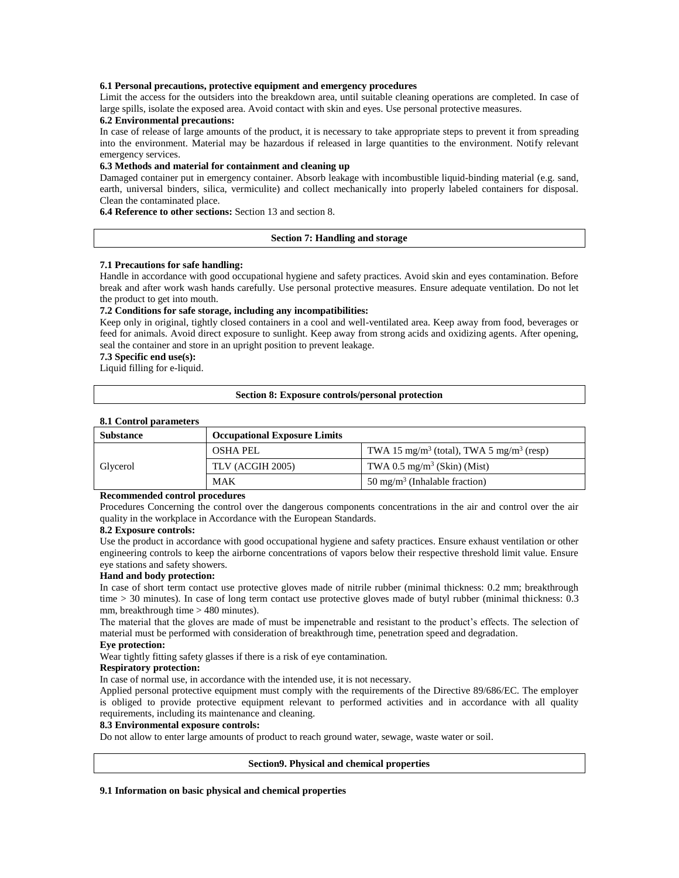**6.1 Personal precautions, protective equipment and emergency procedures**

Limit the access for the outsiders into the breakdown area, until suitable cleaning operations are completed. In case of large spills, isolate the exposed area. Avoid contact with skin and eyes. Use personal protective measures.

**6.2 Environmental precautions:**

In case of release of large amounts of the product, it is necessary to take appropriate steps to prevent it from spreading into the environment. Material may be hazardous if released in large quantities to the environment. Notify relevant emergency services.

**6.3 Methods and material for containment and cleaning up**

Damaged container put in emergency container. Absorb leakage with incombustible liquid-binding material (e.g. sand, earth, universal binders, silica, vermiculite) and collect mechanically into properly labeled containers for disposal. Clean the contaminated place.

**6.4 Reference to other sections:** Section 13 and section 8.

## Section 7: Handling and storage

**7.1 Precautions for safe handling:**

Handle in accordance with good occupational hygiene and safety practices. Avoid skin and eyes contamination. Before break and after work wash hands carefully. Use personal protective measures. Ensure adequate ventilation. Do not let the product to get into mouth.

**7.2 Conditions for safe storage, including any incompatibilities:**

Keep only in original, tightly closed containers in a cool and well-ventilated area. Keep away from food, beverages or feed for animals. Avoid direct exposure to sunlight. Keep away from strong acids and oxidizing agents. After opening, seal the container and store in an upright position to prevent leakage.

**7.3 Specific end use(s):**

Liquid filling for e-liquid.

## Section 8: Exposure controls/personal protection

**8.1 Control parameters**

| Substance | Occupational Exposure Limits | |
|---|---|---|
| Glycerol | OSHA PEL | TWA 15 mg/m$^3$ (total), TWA 5 mg/m$^3$ (resp) |
| | TLV (ACGIH 2005) | TWA 0.5 mg/m$^3$ (Skin) (Mist) |
| | MAK | 50 mg/m$^3$ (Inhalable fraction) |

**Recommended control procedures**

Procedures Concerning the control over the dangerous components concentrations in the air and control over the air quality in the workplace in Accordance with the European Standards.

**8.2 Exposure controls:**

Use the product in accordance with good occupational hygiene and safety practices. Ensure exhaust ventilation or other engineering controls to keep the airborne concentrations of vapors below their respective threshold limit value. Ensure eye stations and safety showers.

**Hand and body protection:**

In case of short term contact use protective gloves made of nitrile rubber (minimal thickness: 0.2 mm; breakthrough time > 30 minutes). In case of long term contact use protective gloves made of butyl rubber (minimal thickness: 0.3 mm, breakthrough time > 480 minutes).

The material that the gloves are made of must be impenetrable and resistant to the product's effects. The selection of material must be performed with consideration of breakthrough time, penetration speed and degradation.

**Eye protection:**

Wear tightly fitting safety glasses if there is a risk of eye contamination.

**Respiratory protection:**

In case of normal use, in accordance with the intended use, it is not necessary.

Applied personal protective equipment must comply with the requirements of the Directive 89/686/EC. The employer is obliged to provide protective equipment relevant to performed activities and in accordance with all quality requirements, including its maintenance and cleaning.

**8.3 Environmental exposure controls:**

Do not allow to enter large amounts of product to reach ground water, sewage, waste water or soil.

## Section9. Physical and chemical properties

**9.1 Information on basic physical and chemical properties**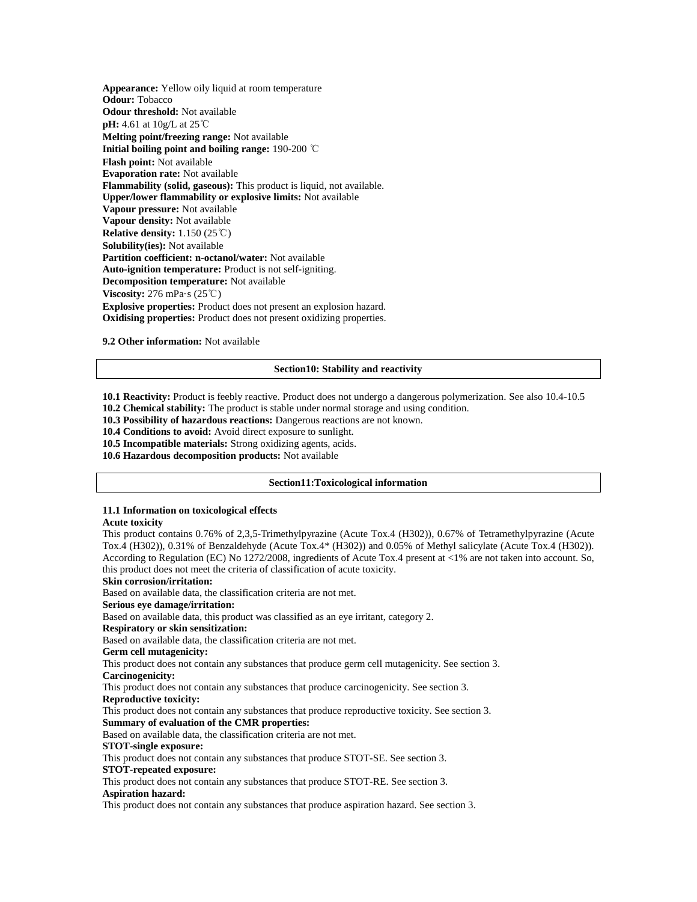**Appearance:** Yellow oily liquid at room temperature
**Odour:** Tobacco
**Odour threshold:** Not available
**pH:** 4.61 at 10g/L at 25℃
**Melting point/freezing range:** Not available
**Initial boiling point and boiling range:** 190-200 ℃
**Flash point:** Not available
**Evaporation rate:** Not available
**Flammability (solid, gaseous):** This product is liquid, not available.
**Upper/lower flammability or explosive limits:** Not available
**Vapour pressure:** Not available
**Vapour density:** Not available
**Relative density:** 1.150 (25℃)
**Solubility(ies):** Not available
**Partition coefficient: n-octanol/water:** Not available
**Auto-ignition temperature:** Product is not self-igniting.
**Decomposition temperature:** Not available
**Viscosity:** 276 mPa·s (25℃)
**Explosive properties:** Product does not present an explosion hazard.
**Oxidising properties:** Product does not present oxidizing properties.

**9.2 Other information:** Not available

## Section10: Stability and reactivity

**10.1 Reactivity:** Product is feebly reactive. Product does not undergo a dangerous polymerization. See also 10.4-10.5
**10.2 Chemical stability:** The product is stable under normal storage and using condition.
**10.3 Possibility of hazardous reactions:** Dangerous reactions are not known.
**10.4 Conditions to avoid:** Avoid direct exposure to sunlight.
**10.5 Incompatible materials:** Strong oxidizing agents, acids.
**10.6 Hazardous decomposition products:** Not available

## Section11:Toxicological information

**11.1 Information on toxicological effects**

**Acute toxicity**

This product contains 0.76% of 2,3,5-Trimethylpyrazine (Acute Tox.4 (H302)), 0.67% of Tetramethylpyrazine (Acute Tox.4 (H302)), 0.31% of Benzaldehyde (Acute Tox.4* (H302)) and 0.05% of Methyl salicylate (Acute Tox.4 (H302)). According to Regulation (EC) No 1272/2008, ingredients of Acute Tox.4 present at <1% are not taken into account. So, this product does not meet the criteria of classification of acute toxicity.

**Skin corrosion/irritation:**

Based on available data, the classification criteria are not met.

**Serious eye damage/irritation:**

Based on available data, this product was classified as an eye irritant, category 2.

**Respiratory or skin sensitization:**

Based on available data, the classification criteria are not met.

**Germ cell mutagenicity:**

This product does not contain any substances that produce germ cell mutagenicity. See section 3.

**Carcinogenicity:**

This product does not contain any substances that produce carcinogenicity. See section 3.

**Reproductive toxicity:**

This product does not contain any substances that produce reproductive toxicity. See section 3.

**Summary of evaluation of the CMR properties:**

Based on available data, the classification criteria are not met.

**STOT-single exposure:**

This product does not contain any substances that produce STOT-SE. See section 3.

**STOT-repeated exposure:**

This product does not contain any substances that produce STOT-RE. See section 3.

**Aspiration hazard:**

This product does not contain any substances that produce aspiration hazard. See section 3.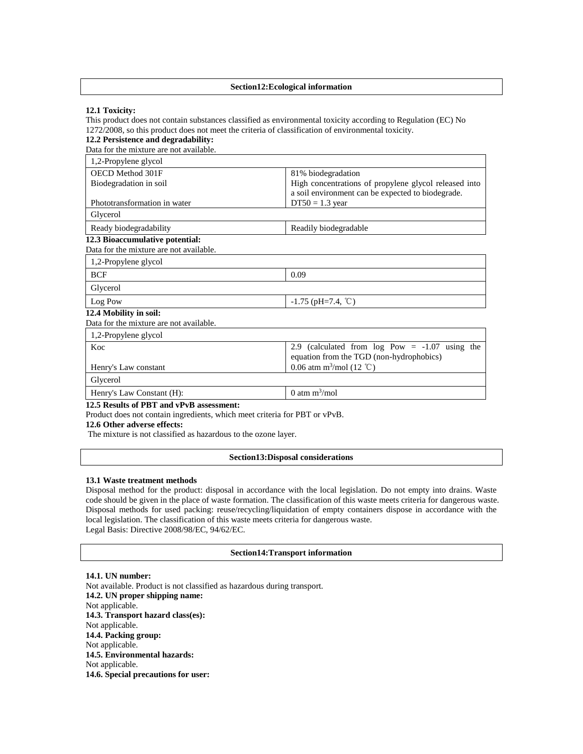## Section12:Ecological information

**12.1 Toxicity:**

This product does not contain substances classified as environmental toxicity according to Regulation (EC) No 1272/2008, so this product does not meet the criteria of classification of environmental toxicity.

**12.2 Persistence and degradability:**

Data for the mixture are not available.

| 1,2-Propylene glycol | |
|---|---|
| OECD Method 301F | 81% biodegradation |
| Biodegradation in soil | High concentrations of propylene glycol released into a soil environment can be expected to biodegrade. |
| Phototransformation in water | DT50 = 1.3 year |
| Glycerol | |
| Ready biodegradability | Readily biodegradable |

**12.3 Bioaccumulative potential:**

Data for the mixture are not available.

| 1,2-Propylene glycol | |
|---|---|
| BCF | 0.09 |
| Glycerol | |
| Log Pow | -1.75 (pH=7.4, ℃) |

**12.4 Mobility in soil:**

Data for the mixture are not available.

| 1,2-Propylene glycol | |
|---|---|
| Koc | 2.9 (calculated from log Pow = -1.07 using the equation from the TGD (non-hydrophobics) |
| Henry's Law constant | 0.06 atm $m^3$/mol (12 ℃) |
| Glycerol | |
| Henry's Law Constant (H): | 0 atm $m^3$/mol |

**12.5 Results of PBT and vPvB assessment:**

Product does not contain ingredients, which meet criteria for PBT or vPvB.

**12.6 Other adverse effects:**

The mixture is not classified as hazardous to the ozone layer.

## Section13:Disposal considerations

**13.1 Waste treatment methods**

Disposal method for the product: disposal in accordance with the local legislation. Do not empty into drains. Waste code should be given in the place of waste formation. The classification of this waste meets criteria for dangerous waste. Disposal methods for used packing: reuse/recycling/liquidation of empty containers dispose in accordance with the local legislation. The classification of this waste meets criteria for dangerous waste.
Legal Basis: Directive 2008/98/EC, 94/62/EC.

## Section14:Transport information

**14.1. UN number:**

Not available. Product is not classified as hazardous during transport.

**14.2. UN proper shipping name:**

Not applicable.

**14.3. Transport hazard class(es):**

Not applicable.

**14.4. Packing group:**

Not applicable.

**14.5. Environmental hazards:**

Not applicable.

**14.6. Special precautions for user:**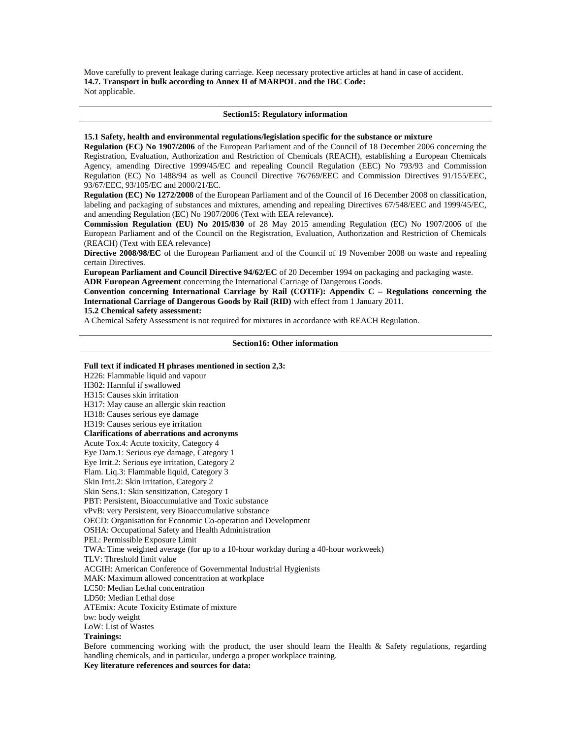Move carefully to prevent leakage during carriage. Keep necessary protective articles at hand in case of accident.

**14.7. Transport in bulk according to Annex II of MARPOL and the IBC Code:**

Not applicable.

## Section15: Regulatory information

**15.1 Safety, health and environmental regulations/legislation specific for the substance or mixture**

**Regulation (EC) No 1907/2006** of the European Parliament and of the Council of 18 December 2006 concerning the Registration, Evaluation, Authorization and Restriction of Chemicals (REACH), establishing a European Chemicals Agency, amending Directive 1999/45/EC and repealing Council Regulation (EEC) No 793/93 and Commission Regulation (EC) No 1488/94 as well as Council Directive 76/769/EEC and Commission Directives 91/155/EEC, 93/67/EEC, 93/105/EC and 2000/21/EC.

**Regulation (EC) No 1272/2008** of the European Parliament and of the Council of 16 December 2008 on classification, labeling and packaging of substances and mixtures, amending and repealing Directives 67/548/EEC and 1999/45/EC, and amending Regulation (EC) No 1907/2006 (Text with EEA relevance).

**Commission Regulation (EU) No 2015/830** of 28 May 2015 amending Regulation (EC) No 1907/2006 of the European Parliament and of the Council on the Registration, Evaluation, Authorization and Restriction of Chemicals (REACH) (Text with EEA relevance)

**Directive 2008/98/EC** of the European Parliament and of the Council of 19 November 2008 on waste and repealing certain Directives.

**European Parliament and Council Directive 94/62/EC** of 20 December 1994 on packaging and packaging waste.

**ADR European Agreement** concerning the International Carriage of Dangerous Goods.

**Convention concerning International Carriage by Rail (COTIF): Appendix C – Regulations concerning the International Carriage of Dangerous Goods by Rail (RID)** with effect from 1 January 2011.

**15.2 Chemical safety assessment:**

A Chemical Safety Assessment is not required for mixtures in accordance with REACH Regulation.

## Section16: Other information

**Full text if indicated H phrases mentioned in section 2,3:**

H226: Flammable liquid and vapour
H302: Harmful if swallowed
H315: Causes skin irritation
H317: May cause an allergic skin reaction
H318: Causes serious eye damage
H319: Causes serious eye irritation

**Clarifications of aberrations and acronyms**

Acute Tox.4: Acute toxicity, Category 4
Eye Dam.1: Serious eye damage, Category 1
Eye Irrit.2: Serious eye irritation, Category 2
Flam. Liq.3: Flammable liquid, Category 3
Skin Irrit.2: Skin irritation, Category 2
Skin Sens.1: Skin sensitization, Category 1
PBT: Persistent, Bioaccumulative and Toxic substance
vPvB: very Persistent, very Bioaccumulative substance
OECD: Organisation for Economic Co-operation and Development
OSHA: Occupational Safety and Health Administration
PEL: Permissible Exposure Limit
TWA: Time weighted average (for up to a 10-hour workday during a 40-hour workweek)
TLV: Threshold limit value
ACGIH: American Conference of Governmental Industrial Hygienists
MAK: Maximum allowed concentration at workplace
LC50: Median Lethal concentration
LD50: Median Lethal dose
ATEmix: Acute Toxicity Estimate of mixture
bw: body weight
LoW: List of Wastes

**Trainings:**

Before commencing working with the product, the user should learn the Health & Safety regulations, regarding handling chemicals, and in particular, undergo a proper workplace training.

**Key literature references and sources for data:**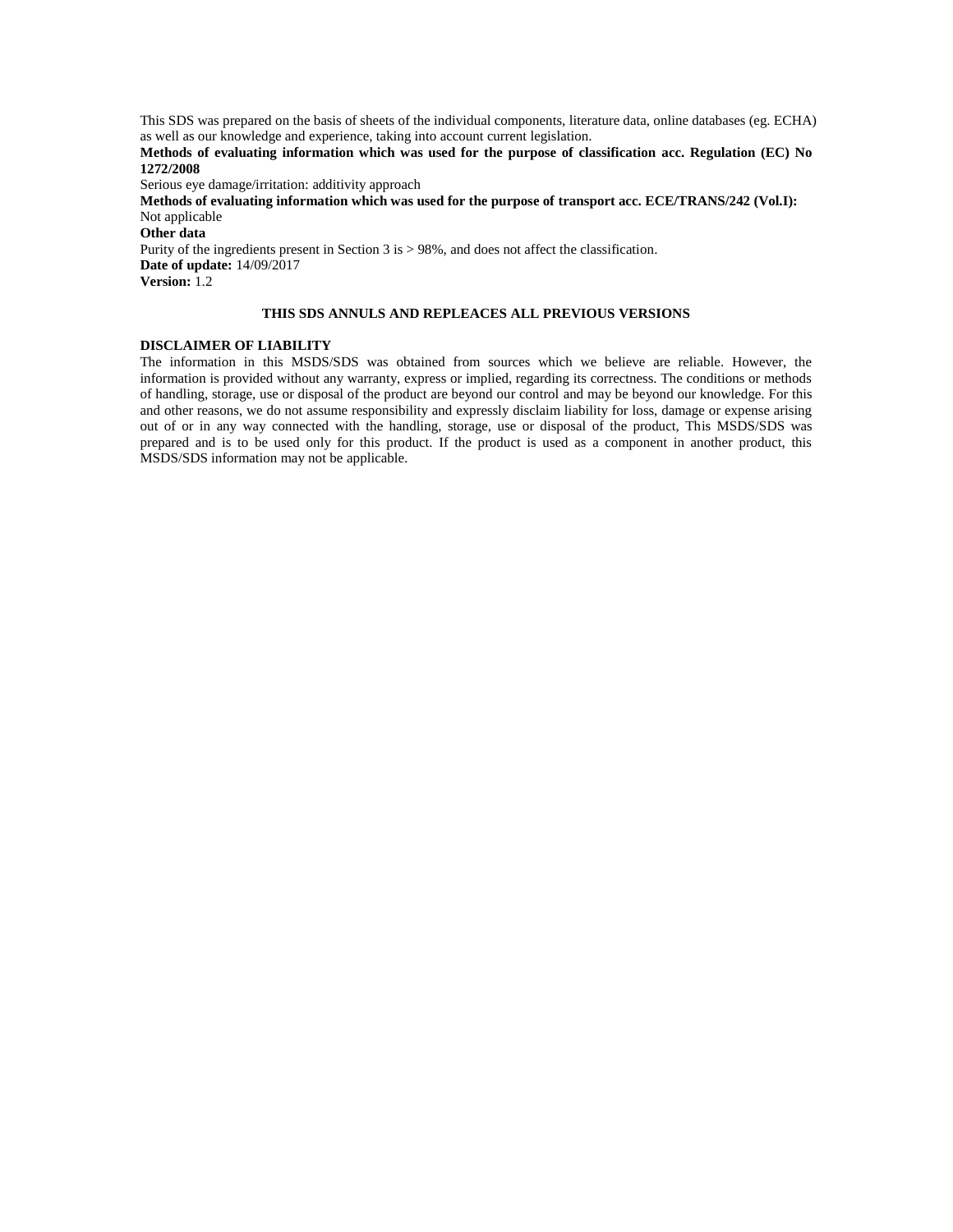This SDS was prepared on the basis of sheets of the individual components, literature data, online databases (eg. ECHA) as well as our knowledge and experience, taking into account current legislation.

**Methods of evaluating information which was used for the purpose of classification acc. Regulation (EC) No 1272/2008**

Serious eye damage/irritation: additivity approach

**Methods of evaluating information which was used for the purpose of transport acc. ECE/TRANS/242 (Vol.I):**

Not applicable

**Other data**

Purity of the ingredients present in Section 3 is > 98%, and does not affect the classification.

**Date of update:** 14/09/2017

**Version:** 1.2

**THIS SDS ANNULS AND REPLEACES ALL PREVIOUS VERSIONS**

**DISCLAIMER OF LIABILITY**

The information in this MSDS/SDS was obtained from sources which we believe are reliable. However, the information is provided without any warranty, express or implied, regarding its correctness. The conditions or methods of handling, storage, use or disposal of the product are beyond our control and may be beyond our knowledge. For this and other reasons, we do not assume responsibility and expressly disclaim liability for loss, damage or expense arising out of or in any way connected with the handling, storage, use or disposal of the product, This MSDS/SDS was prepared and is to be used only for this product. If the product is used as a component in another product, this MSDS/SDS information may not be applicable.